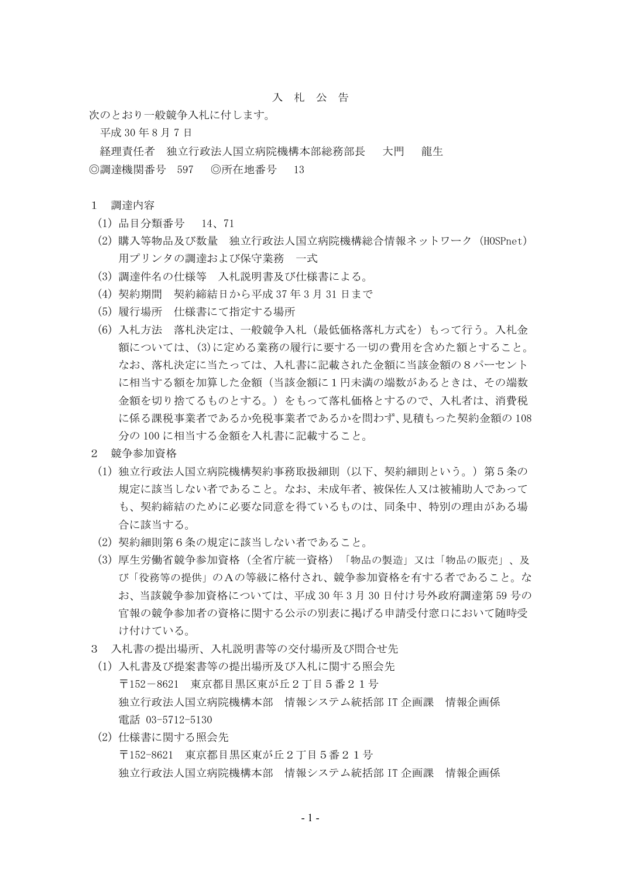# 入 札 公 告

次のとおり一般競争入札に付します。

平成 30 年 8 月 7 日

経理責任者　独立行政法人国立病院機構本部総務部長　　大門　　龍生

◎調達機関番号　597　　◎所在地番号　　13

1　調達内容

(1) 品目分類番号　　14、71

(2) 購入等物品及び数量　独立行政法人国立病院機構総合情報ネットワーク（HOSPnet）用プリンタの調達および保守業務　一式

(3) 調達件名の仕様等　入札説明書及び仕様書による。

(4) 契約期間　契約締結日から平成 37 年 3 月 31 日まで

(5) 履行場所　仕様書にて指定する場所

(6) 入札方法　落札決定は、一般競争入札（最低価格落札方式を）もって行う。入札金額については、(3)に定める業務の履行に要する一切の費用を含めた額とすること。なお、落札決定に当たっては、入札書に記載された金額に当該金額の８パーセントに相当する額を加算した金額（当該金額に１円未満の端数があるときは、その端数金額を切り捨てるものとする。）をもって落札価格とするので、入札者は、消費税に係る課税事業者であるか免税事業者であるかを問わず、見積もった契約金額の 108 分の 100 に相当する金額を入札書に記載すること。

2　競争参加資格

(1) 独立行政法人国立病院機構契約事務取扱細則（以下、契約細則という。）第５条の規定に該当しない者であること。なお、未成年者、被保佐人又は被補助人であっても、契約締結のために必要な同意を得ているものは、同条中、特別の理由がある場合に該当する。

(2) 契約細則第６条の規定に該当しない者であること。

(3) 厚生労働省競争参加資格（全省庁統一資格）「物品の製造」又は「物品の販売」、及び「役務等の提供」のＡの等級に格付され、競争参加資格を有する者であること。なお、当該競争参加資格については、平成 30 年 3 月 30 日付け号外政府調達第 59 号の官報の競争参加者の資格に関する公示の別表に掲げる申請受付窓口において随時受け付けている。

3　入札書の提出場所、入札説明書等の交付場所及び問合せ先

(1) 入札書及び提案書等の提出場所及び入札に関する照会先

〒152－8621　東京都目黒区東が丘２丁目５番２１号

独立行政法人国立病院機構本部　情報システム統括部 IT 企画課　情報企画係

電話 03-5712-5130

(2) 仕様書に関する照会先

〒152-8621　東京都目黒区東が丘２丁目５番２１号

独立行政法人国立病院機構本部　情報システム統括部 IT 企画課　情報企画係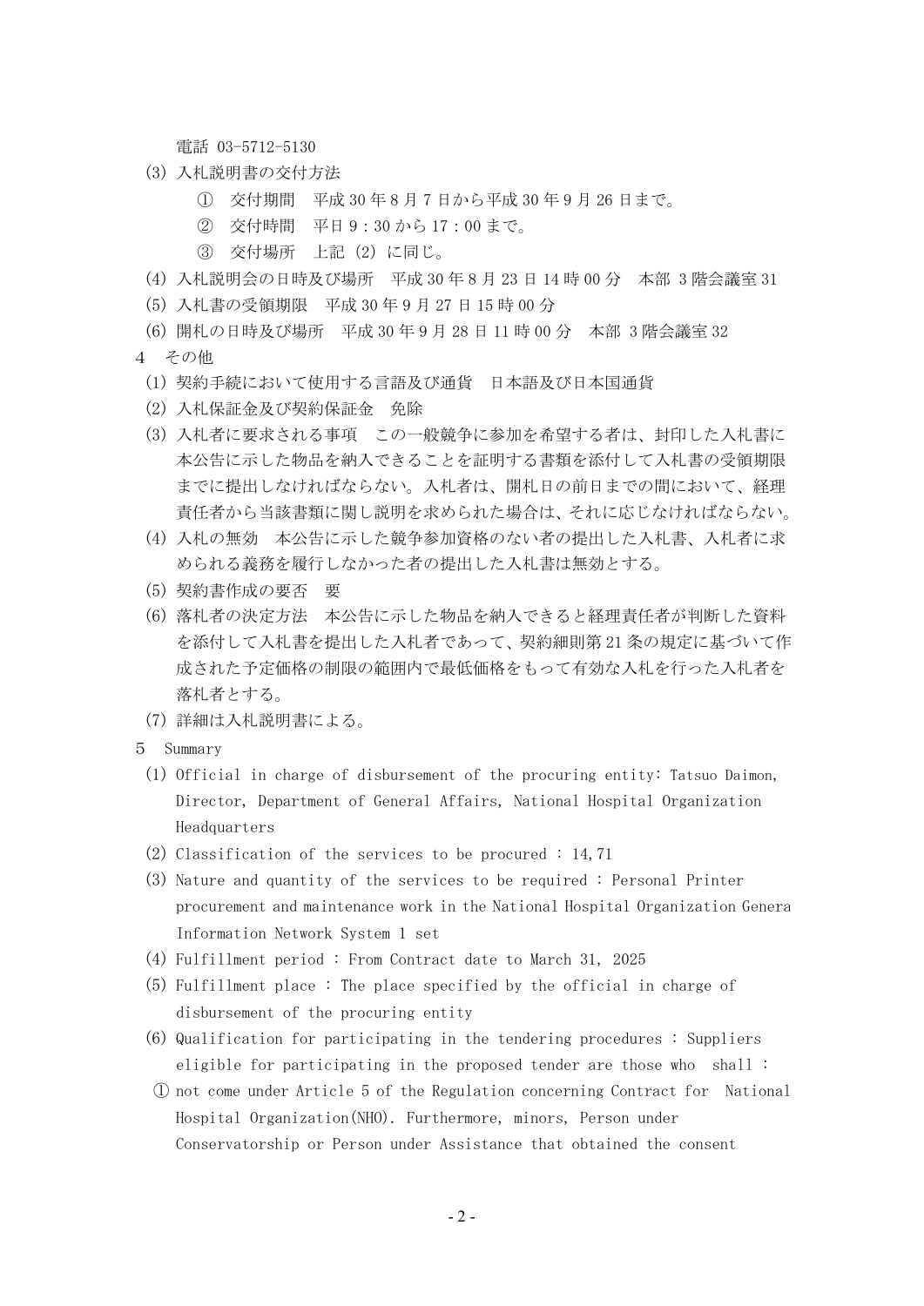電話 03-5712-5130

(3) 入札説明書の交付方法

① 交付期間　平成 30 年 8 月 7 日から平成 30 年 9 月 26 日まで。

② 交付時間　平日 9：30 から 17：00 まで。

③ 交付場所　上記 (2) に同じ。

(4) 入札説明会の日時及び場所　平成 30 年 8 月 23 日 14 時 00 分　本部 3 階会議室 31

(5) 入札書の受領期限　平成 30 年 9 月 27 日 15 時 00 分

(6) 開札の日時及び場所　平成 30 年 9 月 28 日 11 時 00 分　本部 3 階会議室 32

4　その他

(1) 契約手続において使用する言語及び通貨　日本語及び日本国通貨

(2) 入札保証金及び契約保証金　免除

(3) 入札者に要求される事項　この一般競争に参加を希望する者は、封印した入札書に本公告に示した物品を納入できることを証明する書類を添付して入札書の受領期限までに提出しなければならない。入札者は、開札日の前日までの間において、経理責任者から当該書類に関し説明を求められた場合は、それに応じなければならない。

(4) 入札の無効　本公告に示した競争参加資格のない者の提出した入札書、入札者に求められる義務を履行しなかった者の提出した入札書は無効とする。

(5) 契約書作成の要否　要

(6) 落札者の決定方法　本公告に示した物品を納入できると経理責任者が判断した資料を添付して入札書を提出した入札者であって、契約細則第 21 条の規定に基づいて作成された予定価格の制限の範囲内で最低価格をもって有効な入札を行った入札者を落札者とする。

(7) 詳細は入札説明書による。

5　Summary

(1) Official in charge of disbursement of the procuring entity: Tatsuo Daimon, Director, Department of General Affairs, National Hospital Organization Headquarters

(2) Classification of the services to be procured : 14,71

(3) Nature and quantity of the services to be required : Personal Printer procurement and maintenance work in the National Hospital Organization Genera Information Network System 1 set

(4) Fulfillment period : From Contract date to March 31, 2025

(5) Fulfillment place : The place specified by the official in charge of disbursement of the procuring entity

(6) Qualification for participating in the tendering procedures : Suppliers eligible for participating in the proposed tender are those who shall :

① not come under Article 5 of the Regulation concerning Contract for National Hospital Organization(NHO). Furthermore, minors, Person under Conservatorship or Person under Assistance that obtained the consent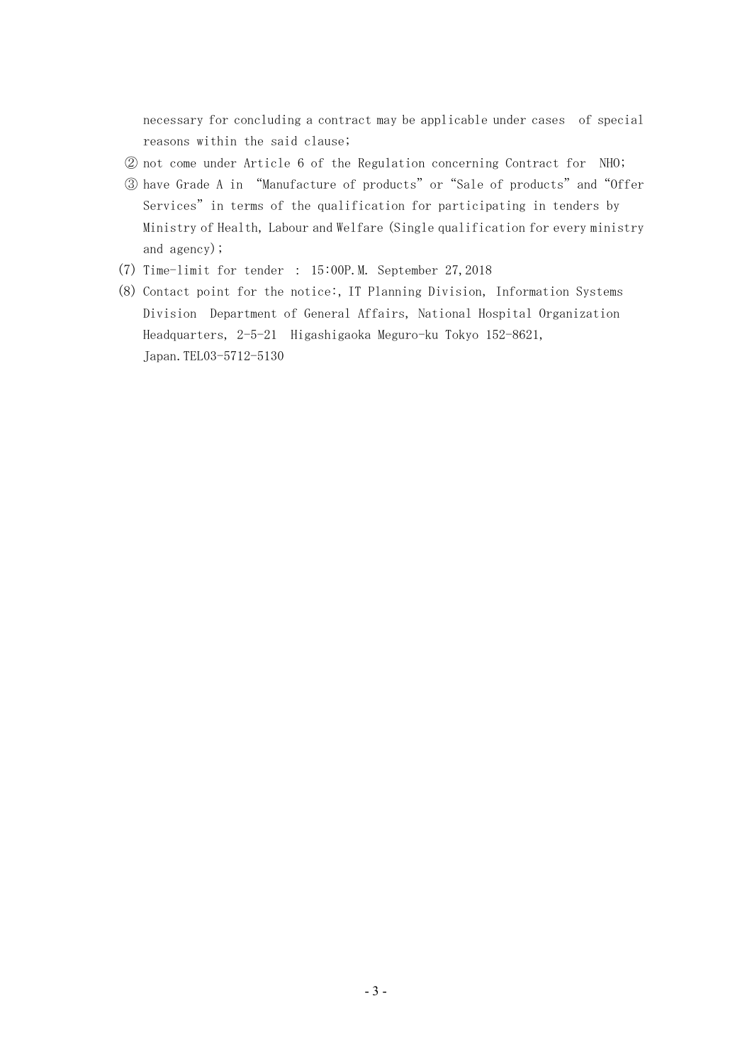necessary for concluding a contract may be applicable under cases of special reasons within the said clause;

② not come under Article 6 of the Regulation concerning Contract for NHO;

③ have Grade A in “Manufacture of products” or “Sale of products” and “Offer Services” in terms of the qualification for participating in tenders by Ministry of Health, Labour and Welfare (Single qualification for every ministry and agency);

(7) Time-limit for tender : 15:00P.M. September 27,2018

(8) Contact point for the notice:, IT Planning Division, Information Systems Division Department of General Affairs, National Hospital Organization Headquarters, 2-5-21 Higashigaoka Meguro-ku Tokyo 152-8621, Japan.TEL03-5712-5130